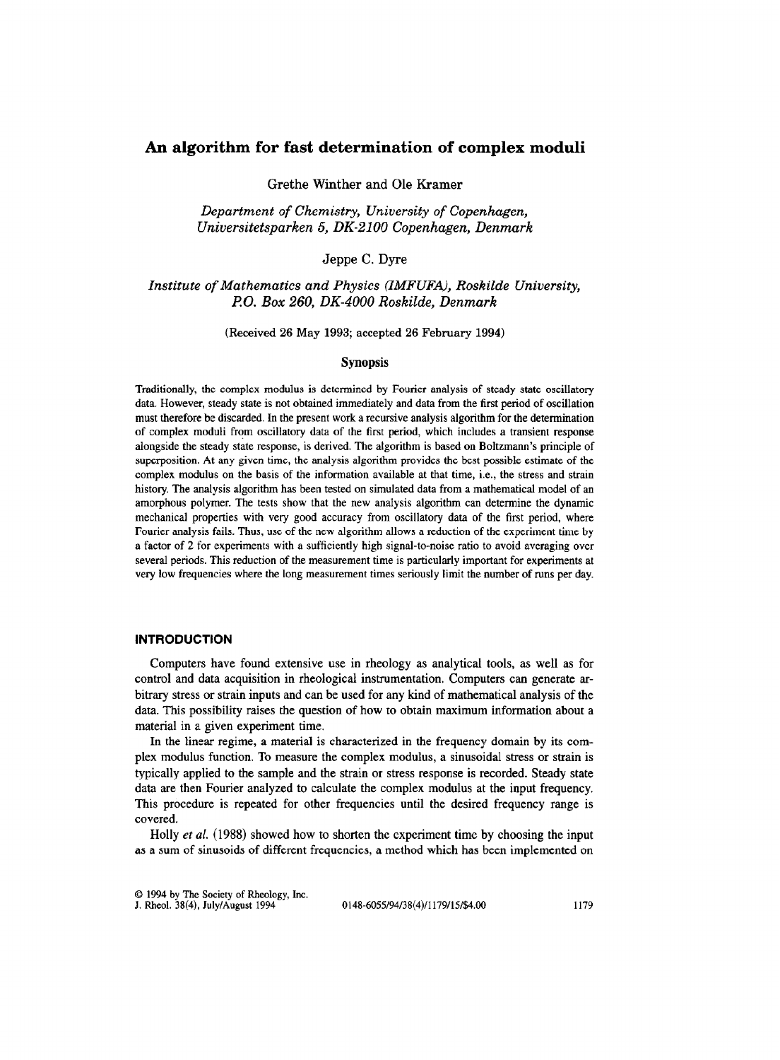# An algorithm for fast determination of complex moduli

Grethe Winther and Ole Kramer

*Department of Chemistry, University of Copenhagen, Universitetsparken 5, DK-2100 Copenhagen, Denmark*

Jeppe C. Dyre

*Institute of Mathematics and Physics (IMFUFA), Roskilde University, P.O. Box 260, DK-4000 Roskilde, Denmark*

(Received 26 May 1993; accepted 26 February 1994)

## Synopsis

Traditionally, the complex modulus is determined by Fourier analysis of steady state oscillatory data. However, steady state is not obtained immediately and data from the first period of oscillation must therefore be discarded. In the present work a recursive analysis algorithm for the determination of complex moduli from oscillatory data of the first period, which includes a transient response alongside the steady state response, is derived. The algorithm is based on Boltzmann's principle of superposition. At any given time, the analysis algorithm provides the best possible estimate of the complex modulus on the basis of the information available at that time, i.e., the stress and strain history. The analysis algorithm has been tested on simulated data from a mathematical model of an amorphous polymer. The tests show that the new analysis algorithm can determine the dynamic mechanical properties with very good accuracy from oscillatory data of the first period, where Fourier analysis fails. Thus, use of the new algorithm allows a reduction of the experiment time by a factor of 2 for experiments with a sufficiently high signal-to-noise ratio to avoid averaging over several periods. This reduction of the measurement time is particularly important for experiments at very low frequencies where the long measurement times seriously limit the number of runs per day.

## INTRODUCTION

Computers have found extensive use in rheology as analytical tools, as well as for control and data acquisition in rheological instrumentation. Computers can generate arbitrary stress or strain inputs and can be used for any kind of mathematical analysis of the data. This possibility raises the question of how to obtain maximum information about a material in a given experiment time.

In the linear regime, a material is characterized in the frequency domain by its complex modulus function. To measure the complex modulus, a sinusoidal stress or strain is typically applied to the sample and the strain or stress response is recorded. Steady state data are then Fourier analyzed to calculate the complex modulus at the input frequency. This procedure is repeated for other frequencies until the desired frequency range is covered.

Holly *et al.* (1988) showed how to shorten the experiment time by choosing the input as a sum of sinusoids of different frequencies, a method which has been implemented on

© 1994 by The Society of Rheology, Inc.
J. Rheol. 38(4), July/August 1994 0148-6055/94/38(4)/1179/15/$4.00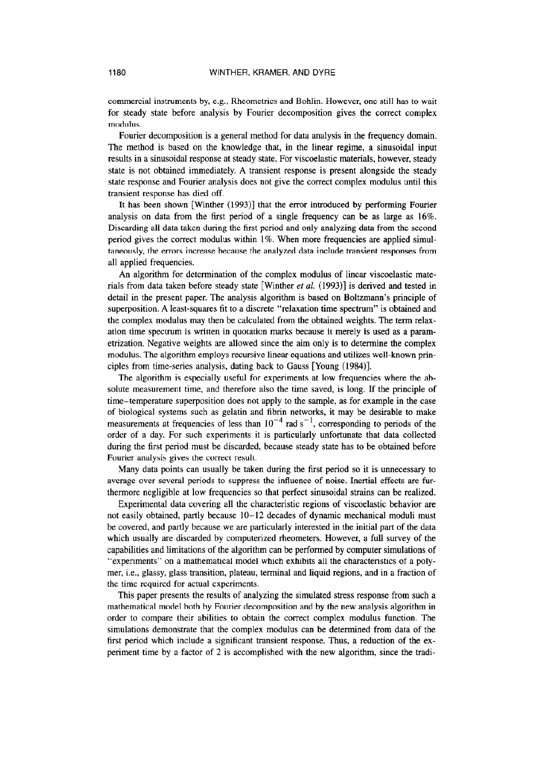commercial instruments by, e.g., Rheometrics and Bohlin. However, one still has to wait for steady state before analysis by Fourier decomposition gives the correct complex modulus.

Fourier decomposition is a general method for data analysis in the frequency domain. The method is based on the knowledge that, in the linear regime, a sinusoidal input results in a sinusoidal response at steady state. For viscoelastic materials, however, steady state is not obtained immediately. A transient response is present alongside the steady state response and Fourier analysis does not give the correct complex modulus until this transient response has died off.

It has been shown [Winther (1993)] that the error introduced by performing Fourier analysis on data from the first period of a single frequency can be as large as 16%. Discarding all data taken during the first period and only analyzing data from the second period gives the correct modulus within 1%. When more frequencies are applied simultaneously, the errors increase because the analyzed data include transient responses from all applied frequencies.

An algorithm for determination of the complex modulus of linear viscoelastic materials from data taken before steady state [Winther *et al.* (1993)] is derived and tested in detail in the present paper. The analysis algorithm is based on Boltzmann's principle of superposition. A least-squares fit to a discrete "relaxation time spectrum" is obtained and the complex modulus may then be calculated from the obtained weights. The term relaxation time spectrum is written in quotation marks because it merely is used as a parametrization. Negative weights are allowed since the aim only is to determine the complex modulus. The algorithm employs recursive linear equations and utilizes well-known principles from time-series analysis, dating back to Gauss [Young (1984)].

The algorithm is especially useful for experiments at low frequencies where the absolute measurement time, and therefore also the time saved, is long. If the principle of time–temperature superposition does not apply to the sample, as for example in the case of biological systems such as gelatin and fibrin networks, it may be desirable to make measurements at frequencies of less than $10^{-4}$ rad s$^{-1}$, corresponding to periods of the order of a day. For such experiments it is particularly unfortunate that data collected during the first period must be discarded, because steady state has to be obtained before Fourier analysis gives the correct result.

Many data points can usually be taken during the first period so it is unnecessary to average over several periods to suppress the influence of noise. Inertial effects are furthermore negligible at low frequencies so that perfect sinusoidal strains can be realized.

Experimental data covering all the characteristic regions of viscoelastic behavior are not easily obtained, partly because 10–12 decades of dynamic mechanical moduli must be covered, and partly because we are particularly interested in the initial part of the data which usually are discarded by computerized rheometers. However, a full survey of the capabilities and limitations of the algorithm can be performed by computer simulations of "experiments" on a mathematical model which exhibits all the characteristics of a polymer, i.e., glassy, glass transition, plateau, terminal and liquid regions, and in a fraction of the time required for actual experiments.

This paper presents the results of analyzing the simulated stress response from such a mathematical model both by Fourier decomposition and by the new analysis algorithm in order to compare their abilities to obtain the correct complex modulus function. The simulations demonstrate that the complex modulus can be determined from data of the first period which include a significant transient response. Thus, a reduction of the experiment time by a factor of 2 is accomplished with the new algorithm, since the tradi-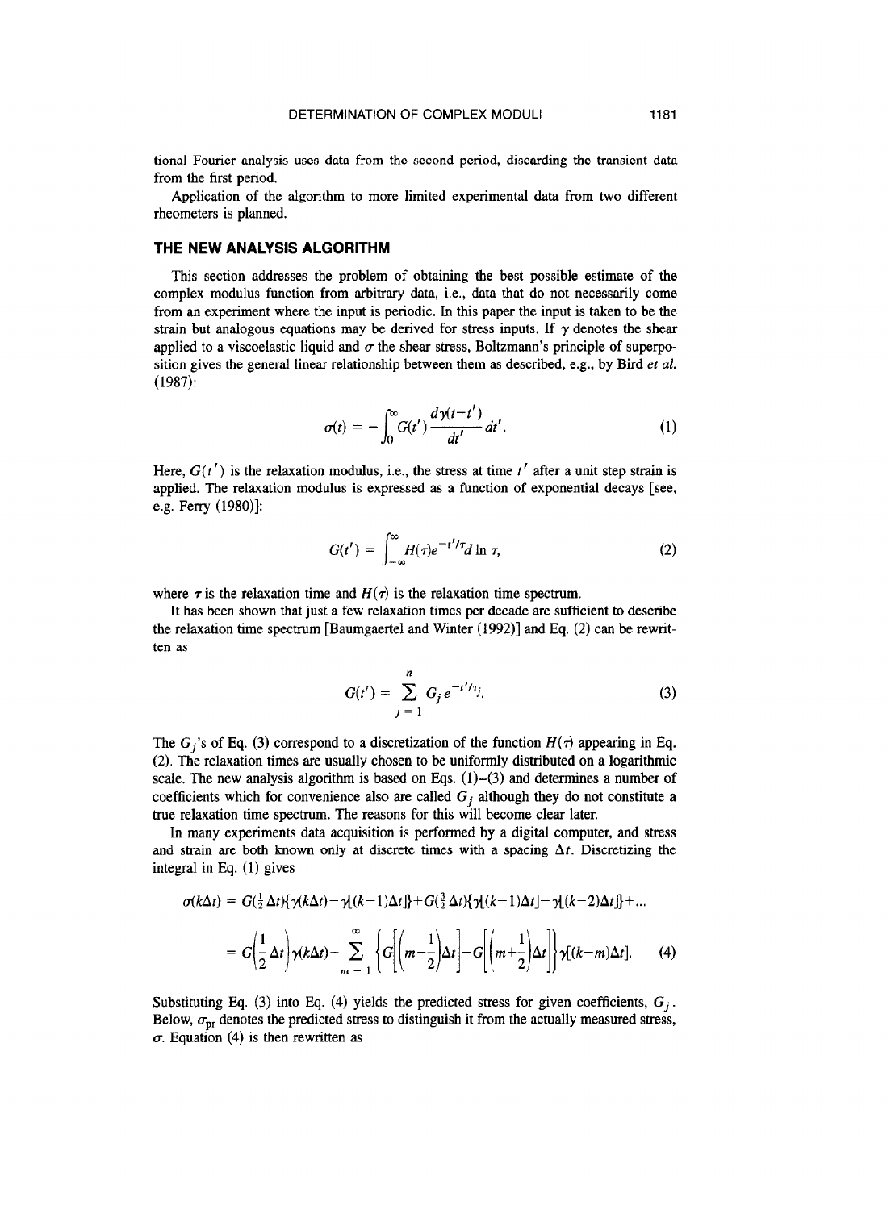tional Fourier analysis uses data from the second period, discarding the transient data from the first period.

Application of the algorithm to more limited experimental data from two different rheometers is planned.

## THE NEW ANALYSIS ALGORITHM

This section addresses the problem of obtaining the best possible estimate of the complex modulus function from arbitrary data, i.e., data that do not necessarily come from an experiment where the input is periodic. In this paper the input is taken to be the strain but analogous equations may be derived for stress inputs. If $\gamma$ denotes the shear applied to a viscoelastic liquid and $\sigma$ the shear stress, Boltzmann's principle of superposition gives the general linear relationship between them as described, e.g., by Bird *et al.* (1987):

$$\sigma(t) = -\int_0^\infty G(t')\frac{d\gamma(t-t')}{dt'}dt'. \tag{1}$$

Here, $G(t')$ is the relaxation modulus, i.e., the stress at time $t'$ after a unit step strain is applied. The relaxation modulus is expressed as a function of exponential decays [see, e.g. Ferry (1980)]:

$$G(t') = \int_{-\infty}^{\infty} H(\tau)e^{-t'/\tau}d\ln\tau, \tag{2}$$

where $\tau$ is the relaxation time and $H(\tau)$ is the relaxation time spectrum.

It has been shown that just a few relaxation times per decade are sufficient to describe the relaxation time spectrum [Baumgaertel and Winter (1992)] and Eq. (2) can be rewritten as

$$G(t') = \sum_{j=1}^{n} G_j e^{-t'/\tau_j}. \tag{3}$$

The $G_j$'s of Eq. (3) correspond to a discretization of the function $H(\tau)$ appearing in Eq. (2). The relaxation times are usually chosen to be uniformly distributed on a logarithmic scale. The new analysis algorithm is based on Eqs. (1)–(3) and determines a number of coefficients which for convenience also are called $G_j$ although they do not constitute a true relaxation time spectrum. The reasons for this will become clear later.

In many experiments data acquisition is performed by a digital computer, and stress and strain are both known only at discrete times with a spacing $\Delta t$. Discretizing the integral in Eq. (1) gives

$$\begin{aligned}\sigma(k\Delta t) &= G(\tfrac{1}{2}\Delta t)\{\gamma(k\Delta t)-\gamma[(k-1)\Delta t]\}+G(\tfrac{3}{2}\Delta t)\{\gamma[(k-1)\Delta t]-\gamma[(k-2)\Delta t]\}+\ldots\\ &= G\left(\frac{1}{2}\Delta t\right)\gamma(k\Delta t)-\sum_{m=1}^{\infty}\left\{G\left[\left(m-\frac{1}{2}\right)\Delta t\right]-G\left[\left(m+\frac{1}{2}\right)\Delta t\right]\right\}\gamma[(k-m)\Delta t].\end{aligned} \tag{4}$$

Substituting Eq. (3) into Eq. (4) yields the predicted stress for given coefficients, $G_j$. Below, $\sigma_{\text{pr}}$ denotes the predicted stress to distinguish it from the actually measured stress, $\sigma$. Equation (4) is then rewritten as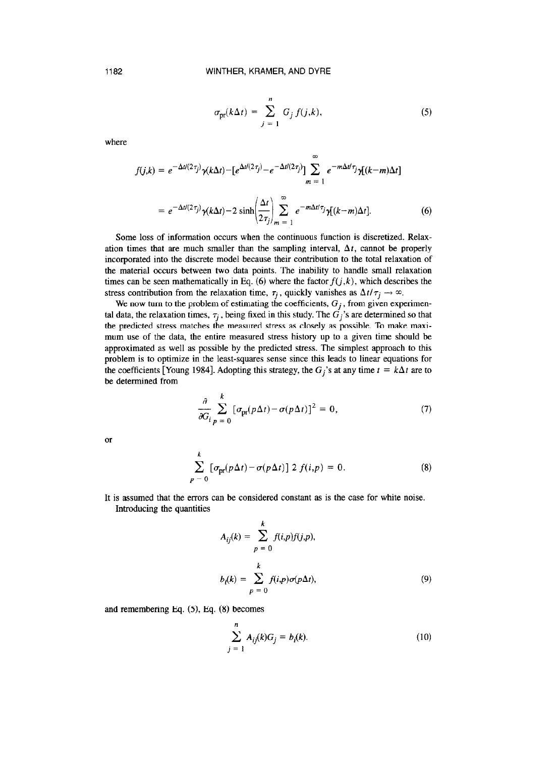$$\sigma_{pr}(k\Delta t) = \sum_{j=1}^{n} G_j f(j,k), \tag{5}$$

where

$$f(j,k) = e^{-\Delta t/(2\tau_j)}\gamma(k\Delta t) - [e^{\Delta t/(2\tau_j)} - e^{-\Delta t/(2\tau_j)}] \sum_{m=1}^{\infty} e^{-m\Delta t/\tau_j}\gamma[(k-m)\Delta t]$$

$$= e^{-\Delta t/(2\tau_j)}\gamma(k\Delta t) - 2\sinh\left(\frac{\Delta t}{2\tau_j}\right) \sum_{m=1}^{\infty} e^{-m\Delta t/\tau_j}\gamma[(k-m)\Delta t]. \tag{6}$$

Some loss of information occurs when the continuous function is discretized. Relaxation times that are much smaller than the sampling interval, $\Delta t$, cannot be properly incorporated into the discrete model because their contribution to the total relaxation of the material occurs between two data points. The inability to handle small relaxation times can be seen mathematically in Eq. (6) where the factor $f(j,k)$, which describes the stress contribution from the relaxation time, $\tau_j$, quickly vanishes as $\Delta t/\tau_j \rightarrow \infty$.

We now turn to the problem of estimating the coefficients, $G_j$, from given experimental data, the relaxation times, $\tau_j$, being fixed in this study. The $G_j$'s are determined so that the predicted stress matches the measured stress as closely as possible. To make maximum use of the data, the entire measured stress history up to a given time should be approximated as well as possible by the predicted stress. The simplest approach to this problem is to optimize in the least-squares sense since this leads to linear equations for the coefficients [Young 1984]. Adopting this strategy, the $G_j$'s at any time $t = k\Delta t$ are to be determined from

$$\frac{\partial}{\partial G_i} \sum_{p=0}^{k} [\sigma_{pr}(p\Delta t) - \sigma(p\Delta t)]^2 = 0, \tag{7}$$

or

$$\sum_{p=0}^{k} [\sigma_{pr}(p\Delta t) - \sigma(p\Delta t)]\, 2\, f(i,p) = 0. \tag{8}$$

It is assumed that the errors can be considered constant as is the case for white noise.

Introducing the quantities

$$A_{ij}(k) = \sum_{p=0}^{k} f(i,p) f(j,p),$$

$$b_i(k) = \sum_{p=0}^{k} f(i,p)\sigma(p\Delta t), \tag{9}$$

and remembering Eq. (5), Eq. (8) becomes

$$\sum_{j=1}^{n} A_{ij}(k) G_j = b_i(k). \tag{10}$$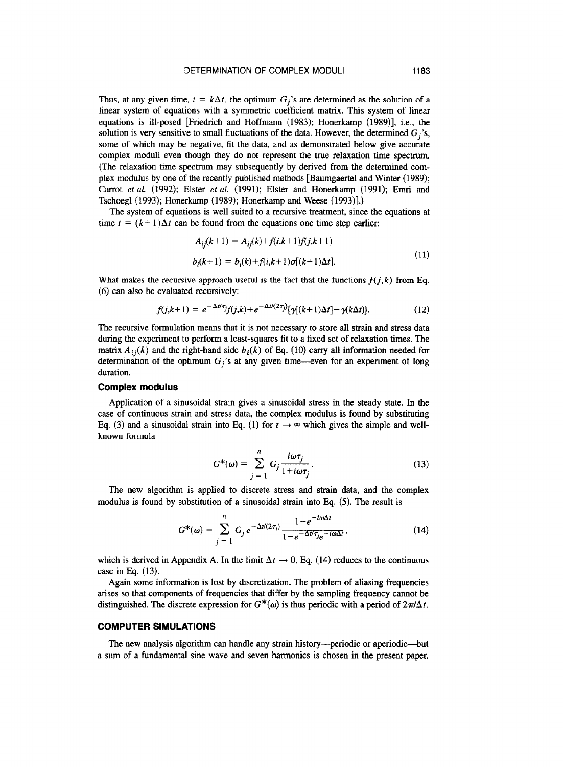Thus, at any given time, $t = k\Delta t$, the optimum $G_j$'s are determined as the solution of a linear system of equations with a symmetric coefficient matrix. This system of linear equations is ill-posed [Friedrich and Hoffmann (1983); Honerkamp (1989)], i.e., the solution is very sensitive to small fluctuations of the data. However, the determined $G_j$'s, some of which may be negative, fit the data, and as demonstrated below give accurate complex moduli even though they do not represent the true relaxation time spectrum. (The relaxation time spectrum may subsequently by derived from the determined complex modulus by one of the recently published methods [Baumgaertel and Winter (1989); Carrot *et al.* (1992); Elster *et al.* (1991); Elster and Honerkamp (1991); Emri and Tschoegl (1993); Honerkamp (1989); Honerkamp and Weese (1993)].)

The system of equations is well suited to a recursive treatment, since the equations at time $t = (k+1)\Delta t$ can be found from the equations one time step earlier:

$$
\begin{aligned}
A_{ij}(k+1) &= A_{ij}(k) + f(i,k+1)f(j,k+1) \\
b_i(k+1) &= b_i(k) + f(i,k+1)\sigma[(k+1)\Delta t].
\end{aligned}
\tag{11}
$$

What makes the recursive approach useful is the fact that the functions $f(j,k)$ from Eq. (6) can also be evaluated recursively:

$$
f(j,k+1) = e^{-\Delta t/\tau_j} f(j,k) + e^{-\Delta t/(2\tau_j)}\{\gamma[(k+1)\Delta t] - \gamma(k\Delta t)\}. \tag{12}
$$

The recursive formulation means that it is not necessary to store all strain and stress data during the experiment to perform a least-squares fit to a fixed set of relaxation times. The matrix $A_{ij}(k)$ and the right-hand side $b_i(k)$ of Eq. (10) carry all information needed for determination of the optimum $G_j$'s at any given time—even for an experiment of long duration.

### Complex modulus

Application of a sinusoidal strain gives a sinusoidal stress in the steady state. In the case of continuous strain and stress data, the complex modulus is found by substituting Eq. (3) and a sinusoidal strain into Eq. (1) for $t \to \infty$ which gives the simple and well-known formula

$$
G^*(\omega) = \sum_{j=1}^{n} G_j \frac{i\omega\tau_j}{1+i\omega\tau_j}. \tag{13}
$$

The new algorithm is applied to discrete stress and strain data, and the complex modulus is found by substitution of a sinusoidal strain into Eq. (5). The result is

$$
G^*(\omega) = \sum_{j=1}^{n} G_j e^{-\Delta t/(2\tau_j)} \frac{1-e^{-i\omega\Delta t}}{1-e^{-\Delta t/\tau_j} e^{-i\omega\Delta t}}, \tag{14}
$$

which is derived in Appendix A. In the limit $\Delta t \to 0$, Eq. (14) reduces to the continuous case in Eq. (13).

Again some information is lost by discretization. The problem of aliasing frequencies arises so that components of frequencies that differ by the sampling frequency cannot be distinguished. The discrete expression for $G^*(\omega)$ is thus periodic with a period of $2\pi/\Delta t$.

## COMPUTER SIMULATIONS

The new analysis algorithm can handle any strain history—periodic or aperiodic—but a sum of a fundamental sine wave and seven harmonics is chosen in the present paper.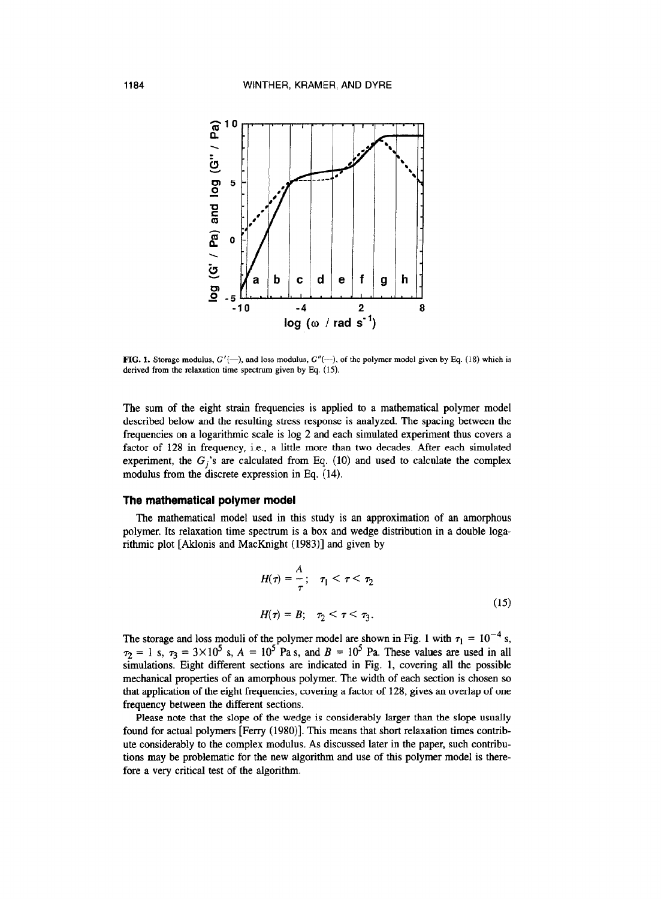FIG. 1. Storage modulus, $G'$(—), and loss modulus, $G''$(---), of the polymer model given by Eq. (18) which is derived from the relaxation time spectrum given by Eq. (15).

The sum of the eight strain frequencies is applied to a mathematical polymer model described below and the resulting stress response is analyzed. The spacing between the frequencies on a logarithmic scale is log 2 and each simulated experiment thus covers a factor of 128 in frequency, i.e., a little more than two decades. After each simulated experiment, the $G_j$'s are calculated from Eq. (10) and used to calculate the complex modulus from the discrete expression in Eq. (14).

### The mathematical polymer model

The mathematical model used in this study is an approximation of an amorphous polymer. Its relaxation time spectrum is a box and wedge distribution in a double logarithmic plot [Aklonis and MacKnight (1983)] and given by

$$H(\tau) = \frac{A}{\tau}; \quad \tau_1 < \tau < \tau_2$$
$$H(\tau) = B; \quad \tau_2 < \tau < \tau_3. \tag{15}$$

The storage and loss moduli of the polymer model are shown in Fig. 1 with $\tau_1 = 10^{-4}$ s, $\tau_2 = 1$ s, $\tau_3 = 3\times10^5$ s, $A = 10^5$ Pa s, and $B = 10^5$ Pa. These values are used in all simulations. Eight different sections are indicated in Fig. 1, covering all the possible mechanical properties of an amorphous polymer. The width of each section is chosen so that application of the eight frequencies, covering a factor of 128, gives an overlap of one frequency between the different sections.

Please note that the slope of the wedge is considerably larger than the slope usually found for actual polymers [Ferry (1980)]. This means that short relaxation times contribute considerably to the complex modulus. As discussed later in the paper, such contributions may be problematic for the new algorithm and use of this polymer model is therefore a very critical test of the algorithm.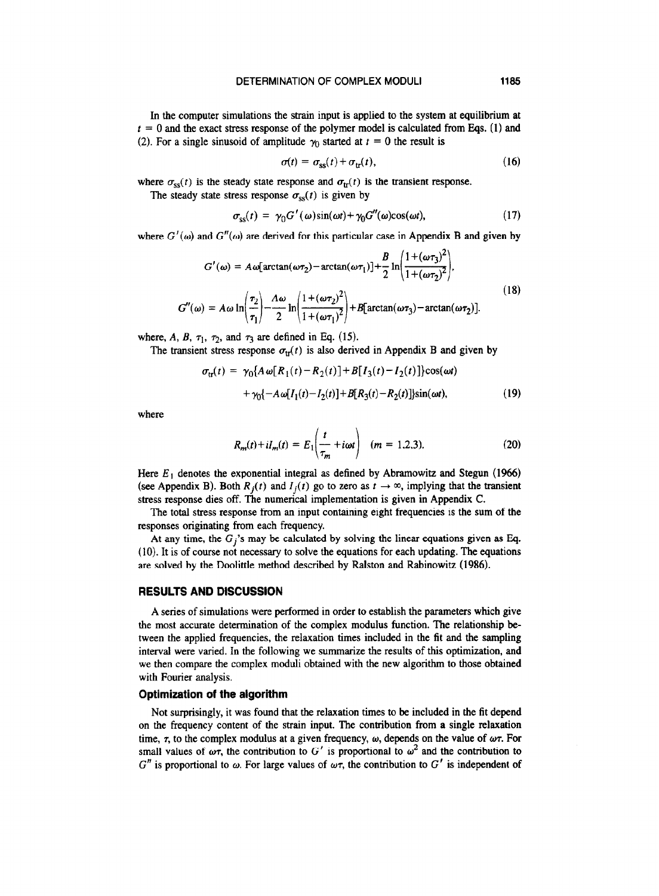In the computer simulations the strain input is applied to the system at equilibrium at $t = 0$ and the exact stress response of the polymer model is calculated from Eqs. (1) and (2). For a single sinusoid of amplitude $\gamma_0$ started at $t = 0$ the result is

$$\sigma(t) = \sigma_{ss}(t) + \sigma_{tr}(t), \tag{16}$$

where $\sigma_{ss}(t)$ is the steady state response and $\sigma_{tr}(t)$ is the transient response.

The steady state stress response $\sigma_{ss}(t)$ is given by

$$\sigma_{ss}(t) = \gamma_0 G'(\omega)\sin(\omega t) + \gamma_0 G''(\omega)\cos(\omega t), \tag{17}$$

where $G'(\omega)$ and $G''(\omega)$ are derived for this particular case in Appendix B and given by

$$\begin{aligned} G'(\omega) &= A\omega[\arctan(\omega\tau_2) - \arctan(\omega\tau_1)] + \frac{B}{2}\ln\left(\frac{1+(\omega\tau_3)^2}{1+(\omega\tau_2)^2}\right), \\ G''(\omega) &= A\omega\ln\left(\frac{\tau_2}{\tau_1}\right) - \frac{A\omega}{2}\ln\left(\frac{1+(\omega\tau_2)^2}{1+(\omega\tau_1)^2}\right) + B[\arctan(\omega\tau_3) - \arctan(\omega\tau_2)]. \end{aligned} \tag{18}$$

where, $A$, $B$, $\tau_1$, $\tau_2$, and $\tau_3$ are defined in Eq. (15).

The transient stress response $\sigma_{tr}(t)$ is also derived in Appendix B and given by

$$\begin{aligned} \sigma_{tr}(t) = {} & \gamma_0\{A\omega[R_1(t) - R_2(t)] + B[I_3(t) - I_2(t)]\}\cos(\omega t) \\ & + \gamma_0\{-A\omega[I_1(t) - I_2(t)] + B[R_3(t) - R_2(t)]\}\sin(\omega t), \end{aligned} \tag{19}$$

where

$$R_m(t) + iI_m(t) = E_1\left(\frac{t}{\tau_m} + i\omega t\right) \quad (m = 1,2,3). \tag{20}$$

Here $E_1$ denotes the exponential integral as defined by Abramowitz and Stegun (1966) (see Appendix B). Both $R_j(t)$ and $I_j(t)$ go to zero as $t \to \infty$, implying that the transient stress response dies off. The numerical implementation is given in Appendix C.

The total stress response from an input containing eight frequencies is the sum of the responses originating from each frequency.

At any time, the $G_j$'s may be calculated by solving the linear equations given as Eq. (10). It is of course not necessary to solve the equations for each updating. The equations are solved by the Doolittle method described by Ralston and Rabinowitz (1986).

## RESULTS AND DISCUSSION

A series of simulations were performed in order to establish the parameters which give the most accurate determination of the complex modulus function. The relationship between the applied frequencies, the relaxation times included in the fit and the sampling interval were varied. In the following we summarize the results of this optimization, and we then compare the complex moduli obtained with the new algorithm to those obtained with Fourier analysis.

### Optimization of the algorithm

Not surprisingly, it was found that the relaxation times to be included in the fit depend on the frequency content of the strain input. The contribution from a single relaxation time, $\tau$, to the complex modulus at a given frequency, $\omega$, depends on the value of $\omega\tau$. For small values of $\omega\tau$, the contribution to $G'$ is proportional to $\omega^2$ and the contribution to $G''$ is proportional to $\omega$. For large values of $\omega\tau$, the contribution to $G'$ is independent of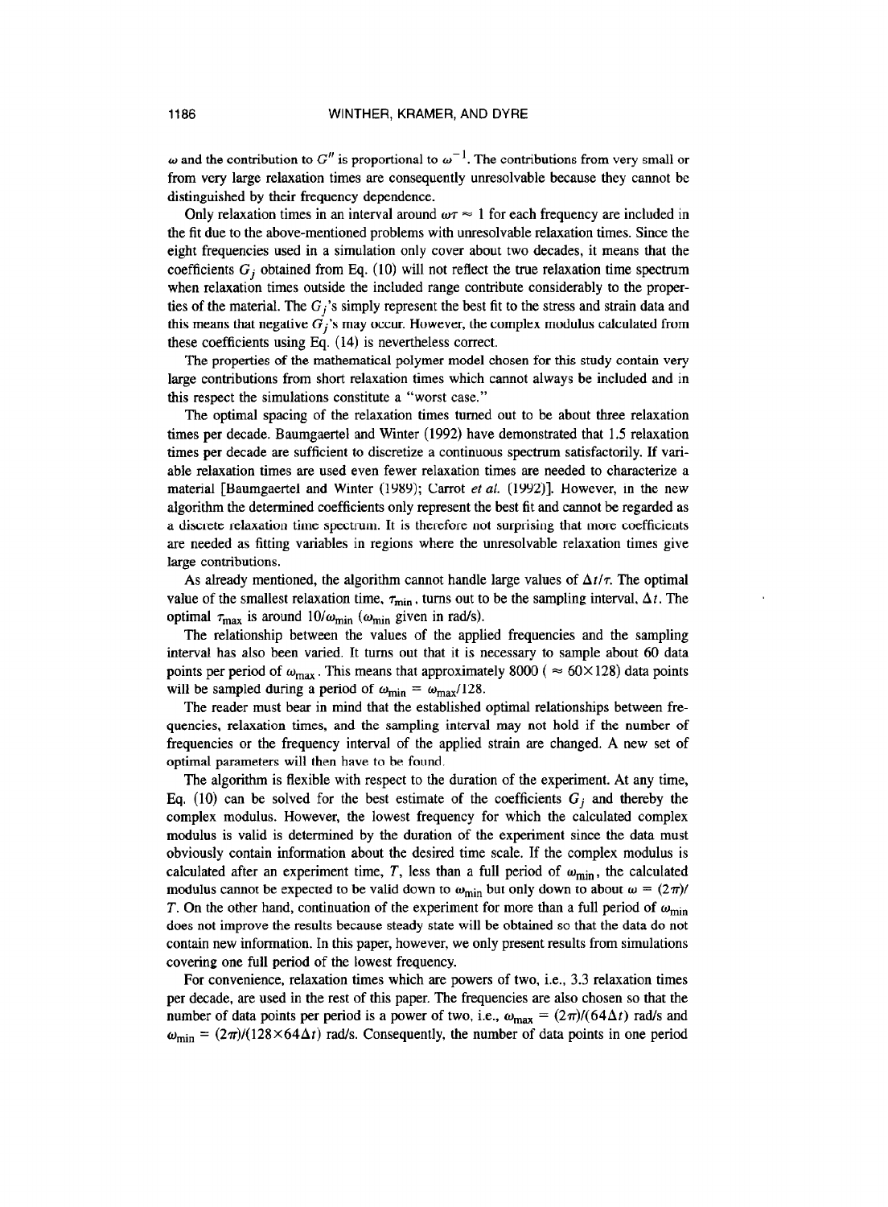$\omega$ and the contribution to $G''$ is proportional to $\omega^{-1}$. The contributions from very small or from very large relaxation times are consequently unresolvable because they cannot be distinguished by their frequency dependence.

Only relaxation times in an interval around $\omega\tau \approx 1$ for each frequency are included in the fit due to the above-mentioned problems with unresolvable relaxation times. Since the eight frequencies used in a simulation only cover about two decades, it means that the coefficients $G_j$ obtained from Eq. (10) will not reflect the true relaxation time spectrum when relaxation times outside the included range contribute considerably to the properties of the material. The $G_j$'s simply represent the best fit to the stress and strain data and this means that negative $G_j$'s may occur. However, the complex modulus calculated from these coefficients using Eq. (14) is nevertheless correct.

The properties of the mathematical polymer model chosen for this study contain very large contributions from short relaxation times which cannot always be included and in this respect the simulations constitute a "worst case."

The optimal spacing of the relaxation times turned out to be about three relaxation times per decade. Baumgaertel and Winter (1992) have demonstrated that 1.5 relaxation times per decade are sufficient to discretize a continuous spectrum satisfactorily. If variable relaxation times are used even fewer relaxation times are needed to characterize a material [Baumgaertel and Winter (1989); Carrot *et al.* (1992)]. However, in the new algorithm the determined coefficients only represent the best fit and cannot be regarded as a discrete relaxation time spectrum. It is therefore not surprising that more coefficients are needed as fitting variables in regions where the unresolvable relaxation times give large contributions.

As already mentioned, the algorithm cannot handle large values of $\Delta t/\tau$. The optimal value of the smallest relaxation time, $\tau_{\min}$, turns out to be the sampling interval, $\Delta t$. The optimal $\tau_{\max}$ is around $10/\omega_{\min}$ ($\omega_{\min}$ given in rad/s).

The relationship between the values of the applied frequencies and the sampling interval has also been varied. It turns out that it is necessary to sample about 60 data points per period of $\omega_{\max}$. This means that approximately 8000 ( $\approx 60\times128$) data points will be sampled during a period of $\omega_{\min} = \omega_{\max}/128$.

The reader must bear in mind that the established optimal relationships between frequencies, relaxation times, and the sampling interval may not hold if the number of frequencies or the frequency interval of the applied strain are changed. A new set of optimal parameters will then have to be found.

The algorithm is flexible with respect to the duration of the experiment. At any time, Eq. (10) can be solved for the best estimate of the coefficients $G_j$ and thereby the complex modulus. However, the lowest frequency for which the calculated complex modulus is valid is determined by the duration of the experiment since the data must obviously contain information about the desired time scale. If the complex modulus is calculated after an experiment time, $T$, less than a full period of $\omega_{\min}$, the calculated modulus cannot be expected to be valid down to $\omega_{\min}$ but only down to about $\omega = (2\pi)/T$. On the other hand, continuation of the experiment for more than a full period of $\omega_{\min}$ does not improve the results because steady state will be obtained so that the data do not contain new information. In this paper, however, we only present results from simulations covering one full period of the lowest frequency.

For convenience, relaxation times which are powers of two, i.e., 3.3 relaxation times per decade, are used in the rest of this paper. The frequencies are also chosen so that the number of data points per period is a power of two, i.e., $\omega_{\max} = (2\pi)/(64\Delta t)$ rad/s and $\omega_{\min} = (2\pi)/(128\times64\Delta t)$ rad/s. Consequently, the number of data points in one period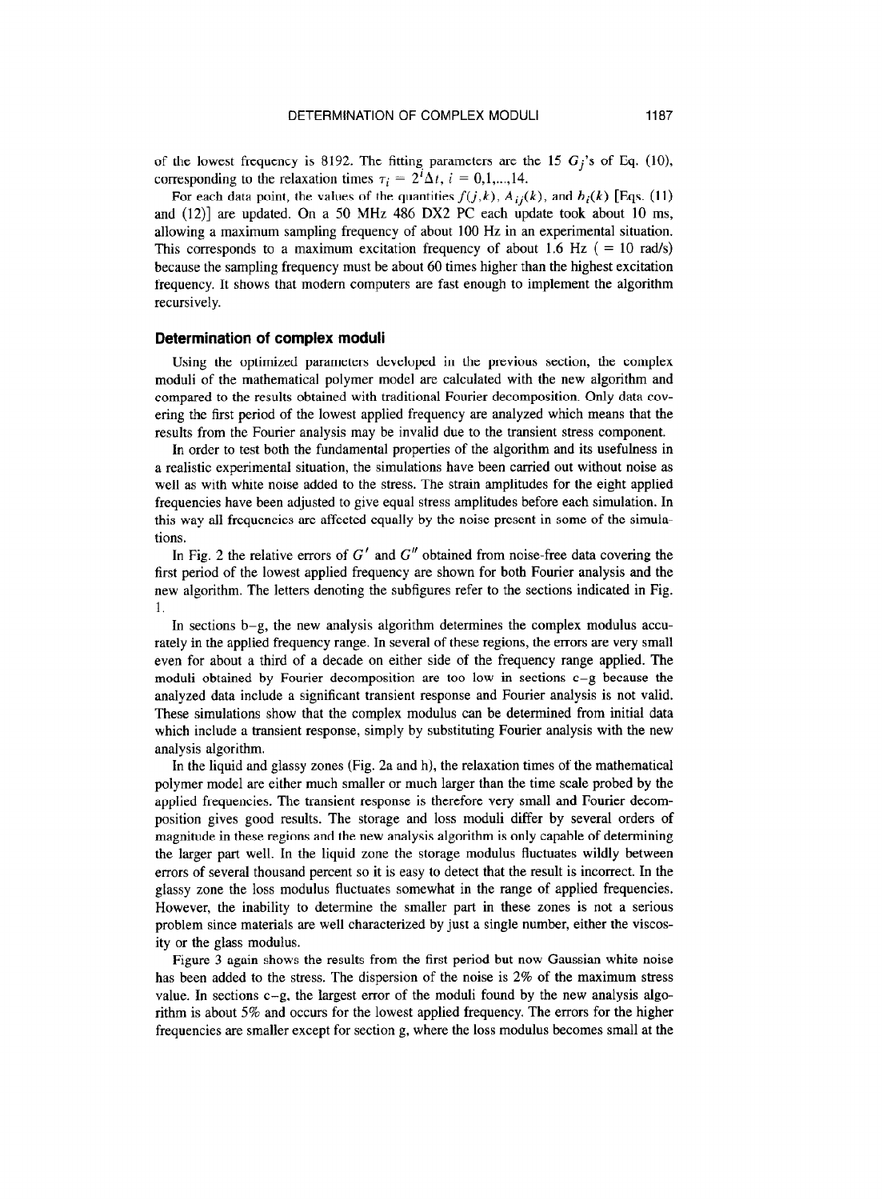of the lowest frequency is 8192. The fitting parameters are the 15 $G_j$'s of Eq. (10), corresponding to the relaxation times $\tau_i = 2^i \Delta t$, $i = 0,1,\ldots,14$.

For each data point, the values of the quantities $f(j,k)$, $A_{ij}(k)$, and $b_i(k)$ [Eqs. (11) and (12)] are updated. On a 50 MHz 486 DX2 PC each update took about 10 ms, allowing a maximum sampling frequency of about 100 Hz in an experimental situation. This corresponds to a maximum excitation frequency of about 1.6 Hz ( = 10 rad/s) because the sampling frequency must be about 60 times higher than the highest excitation frequency. It shows that modern computers are fast enough to implement the algorithm recursively.

## Determination of complex moduli

Using the optimized parameters developed in the previous section, the complex moduli of the mathematical polymer model are calculated with the new algorithm and compared to the results obtained with traditional Fourier decomposition. Only data covering the first period of the lowest applied frequency are analyzed which means that the results from the Fourier analysis may be invalid due to the transient stress component.

In order to test both the fundamental properties of the algorithm and its usefulness in a realistic experimental situation, the simulations have been carried out without noise as well as with white noise added to the stress. The strain amplitudes for the eight applied frequencies have been adjusted to give equal stress amplitudes before each simulation. In this way all frequencies are affected equally by the noise present in some of the simulations.

In Fig. 2 the relative errors of $G'$ and $G''$ obtained from noise-free data covering the first period of the lowest applied frequency are shown for both Fourier analysis and the new algorithm. The letters denoting the subfigures refer to the sections indicated in Fig. 1.

In sections b–g, the new analysis algorithm determines the complex modulus accurately in the applied frequency range. In several of these regions, the errors are very small even for about a third of a decade on either side of the frequency range applied. The moduli obtained by Fourier decomposition are too low in sections c–g because the analyzed data include a significant transient response and Fourier analysis is not valid. These simulations show that the complex modulus can be determined from initial data which include a transient response, simply by substituting Fourier analysis with the new analysis algorithm.

In the liquid and glassy zones (Fig. 2a and h), the relaxation times of the mathematical polymer model are either much smaller or much larger than the time scale probed by the applied frequencies. The transient response is therefore very small and Fourier decomposition gives good results. The storage and loss moduli differ by several orders of magnitude in these regions and the new analysis algorithm is only capable of determining the larger part well. In the liquid zone the storage modulus fluctuates wildly between errors of several thousand percent so it is easy to detect that the result is incorrect. In the glassy zone the loss modulus fluctuates somewhat in the range of applied frequencies. However, the inability to determine the smaller part in these zones is not a serious problem since materials are well characterized by just a single number, either the viscosity or the glass modulus.

Figure 3 again shows the results from the first period but now Gaussian white noise has been added to the stress. The dispersion of the noise is 2% of the maximum stress value. In sections c–g, the largest error of the moduli found by the new analysis algorithm is about 5% and occurs for the lowest applied frequency. The errors for the higher frequencies are smaller except for section g, where the loss modulus becomes small at the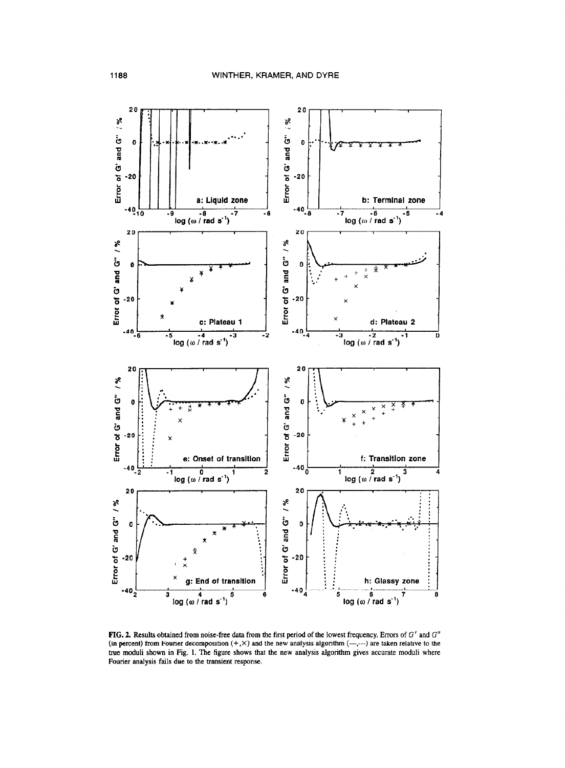FIG. 2. Results obtained from noise-free data from the first period of the lowest frequency. Errors of $G'$ and $G''$ (in percent) from Fourier decomposition (+,×) and the new analysis algorithm (—,---) are taken relative to the true moduli shown in Fig. 1. The figure shows that the new analysis algorithm gives accurate moduli where Fourier analysis fails due to the transient response.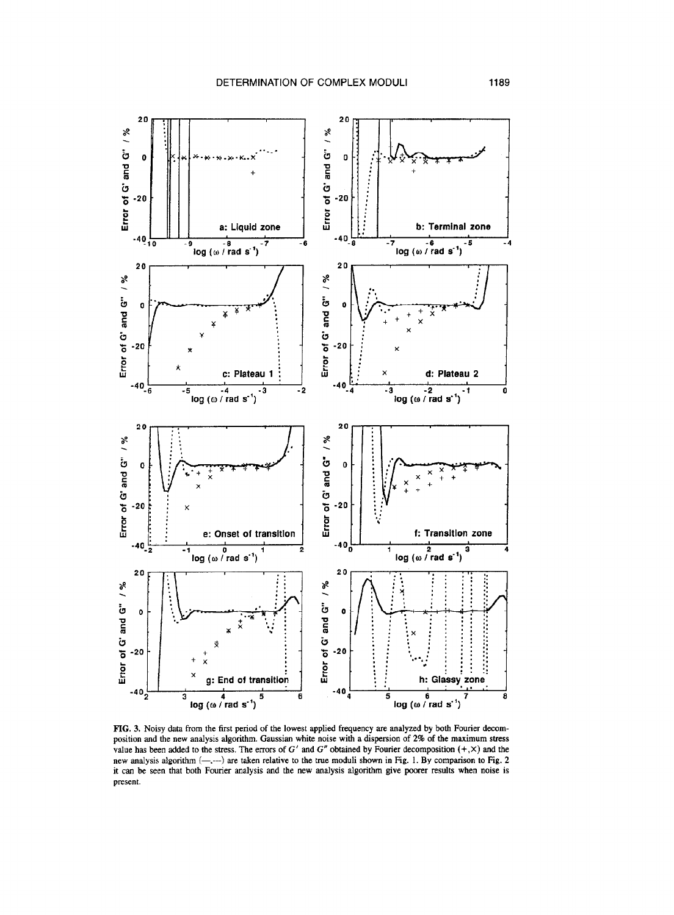**FIG. 3.** Noisy data from the first period of the lowest applied frequency are analyzed by both Fourier decomposition and the new analysis algorithm. Gaussian white noise with a dispersion of 2% of the maximum stress value has been added to the stress. The errors of $G'$ and $G''$ obtained by Fourier decomposition (+,×) and the new analysis algorithm (—,---) are taken relative to the true moduli shown in Fig. 1. By comparison to Fig. 2 it can be seen that both Fourier analysis and the new analysis algorithm give poorer results when noise is present.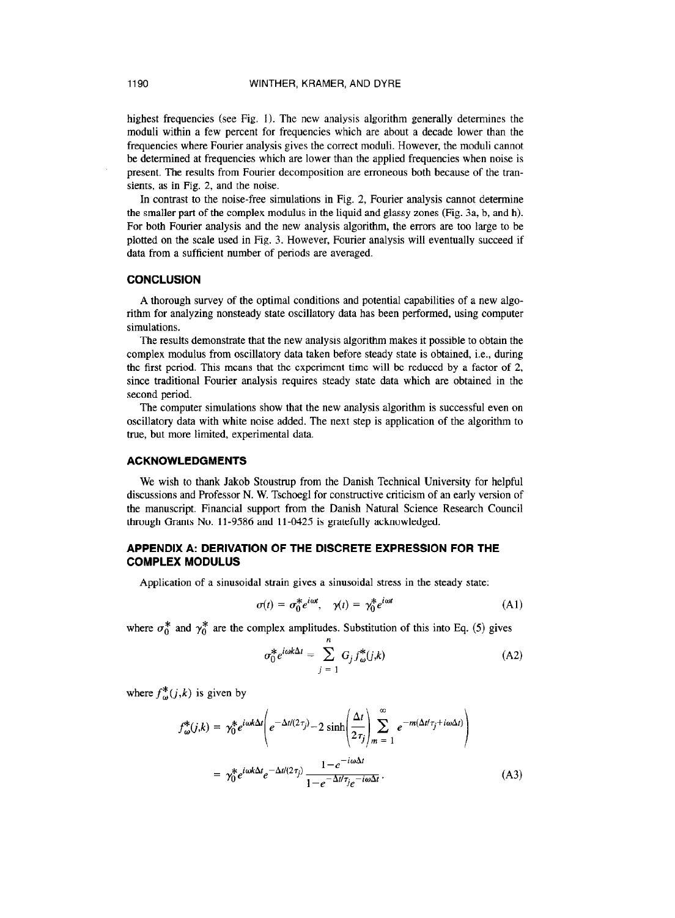highest frequencies (see Fig. 1). The new analysis algorithm generally determines the moduli within a few percent for frequencies which are about a decade lower than the frequencies where Fourier analysis gives the correct moduli. However, the moduli cannot be determined at frequencies which are lower than the applied frequencies when noise is present. The results from Fourier decomposition are erroneous both because of the transients, as in Fig. 2, and the noise.

In contrast to the noise-free simulations in Fig. 2, Fourier analysis cannot determine the smaller part of the complex modulus in the liquid and glassy zones (Fig. 3a, b, and h). For both Fourier analysis and the new analysis algorithm, the errors are too large to be plotted on the scale used in Fig. 3. However, Fourier analysis will eventually succeed if data from a sufficient number of periods are averaged.

## CONCLUSION

A thorough survey of the optimal conditions and potential capabilities of a new algorithm for analyzing nonsteady state oscillatory data has been performed, using computer simulations.

The results demonstrate that the new analysis algorithm makes it possible to obtain the complex modulus from oscillatory data taken before steady state is obtained, i.e., during the first period. This means that the experiment time will be reduced by a factor of 2, since traditional Fourier analysis requires steady state data which are obtained in the second period.

The computer simulations show that the new analysis algorithm is successful even on oscillatory data with white noise added. The next step is application of the algorithm to true, but more limited, experimental data.

## ACKNOWLEDGMENTS

We wish to thank Jakob Stoustrup from the Danish Technical University for helpful discussions and Professor N. W. Tschoegl for constructive criticism of an early version of the manuscript. Financial support from the Danish Natural Science Research Council through Grants No. 11-9586 and 11-0425 is gratefully acknowledged.

## APPENDIX A: DERIVATION OF THE DISCRETE EXPRESSION FOR THE COMPLEX MODULUS

Application of a sinusoidal strain gives a sinusoidal stress in the steady state:

$$\sigma(t) = \sigma_0^* e^{i\omega t}, \quad \gamma(t) = \gamma_0^* e^{i\omega t} \tag{A1}$$

where $\sigma_0^*$ and $\gamma_0^*$ are the complex amplitudes. Substitution of this into Eq. (5) gives

$$\sigma_0^* e^{i\omega k\Delta t} = \sum_{j=1}^{n} G_j f_\omega^*(j,k) \tag{A2}$$

where $f_\omega^*(j,k)$ is given by

$$\begin{aligned} f_\omega^*(j,k) &= \gamma_0^* e^{i\omega k\Delta t}\left(e^{-\Delta t/(2\tau_j)} - 2\sinh\left(\frac{\Delta t}{2\tau_j}\right)\sum_{m=1}^{\infty} e^{-m(\Delta t/\tau_j + i\omega\Delta t)}\right) \\ &= \gamma_0^* e^{i\omega k\Delta t} e^{-\Delta t/(2\tau_j)} \frac{1-e^{-i\omega\Delta t}}{1-e^{-\Delta t/\tau_j}e^{-i\omega\Delta t}}. \end{aligned} \tag{A3}$$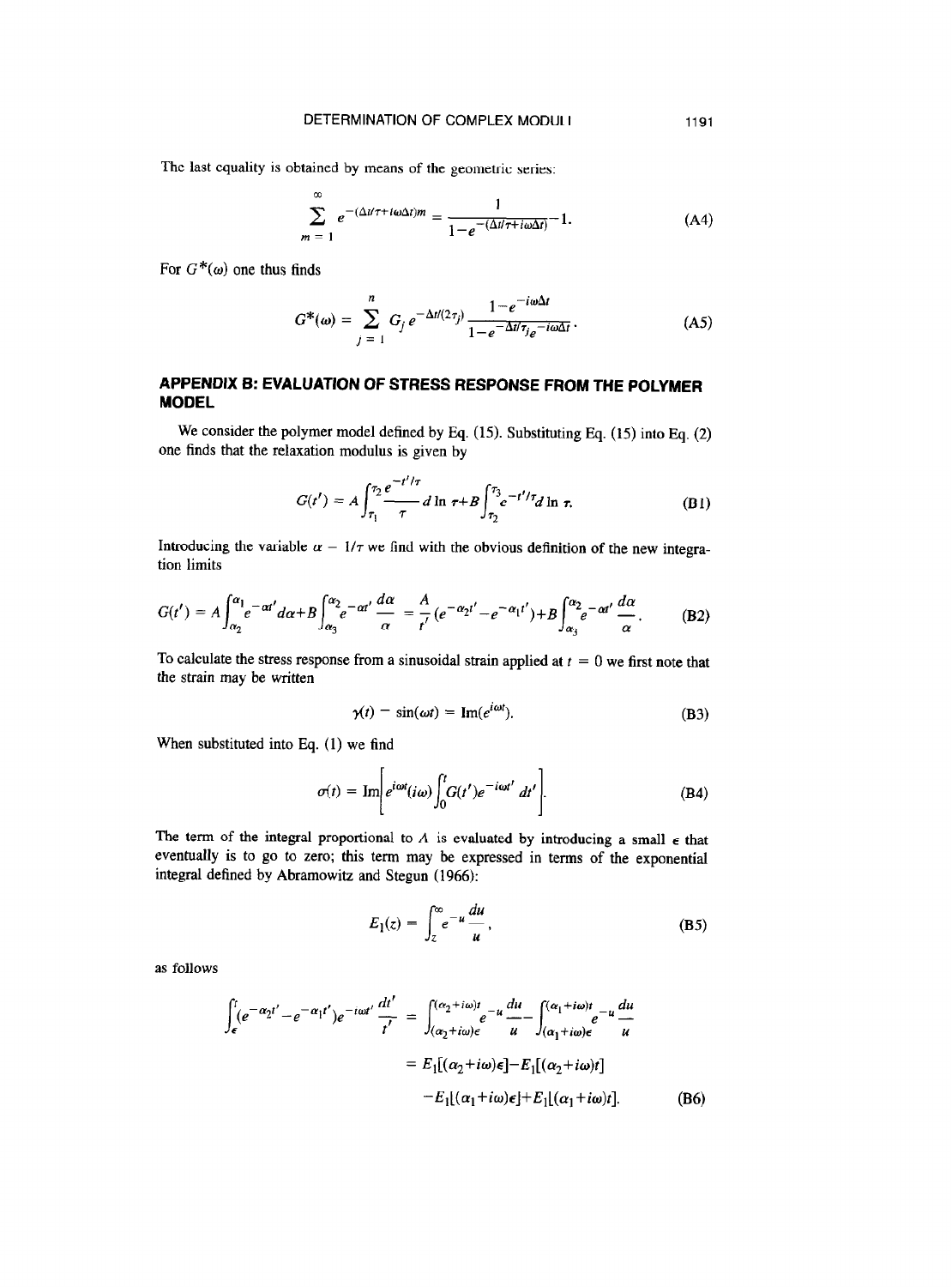The last equality is obtained by means of the geometric series:

$$\sum_{m=1}^{\infty} e^{-(\Delta t/\tau + i\omega\Delta t)m} = \frac{1}{1-e^{-(\Delta t/\tau + i\omega\Delta t)}} - 1. \tag{A4}$$

For $G^*(\omega)$ one thus finds

$$G^*(\omega) = \sum_{j=1}^{n} G_j e^{-\Delta t/(2\tau_j)} \frac{1-e^{-i\omega\Delta t}}{1-e^{-\Delta t/\tau_j} e^{-i\omega\Delta t}}. \tag{A5}$$

## APPENDIX B: EVALUATION OF STRESS RESPONSE FROM THE POLYMER MODEL

We consider the polymer model defined by Eq. (15). Substituting Eq. (15) into Eq. (2) one finds that the relaxation modulus is given by

$$G(t') = A\int_{\tau_1}^{\tau_2} \frac{e^{-t'/\tau}}{\tau} d\ln\tau + B\int_{\tau_2}^{\tau_3} e^{-t'/\tau} d\ln\tau. \tag{B1}$$

Introducing the variable $\alpha = 1/\tau$ we find with the obvious definition of the new integration limits

$$G(t') = A\int_{\alpha_2}^{\alpha_1} e^{-\alpha t'} d\alpha + B\int_{\alpha_3}^{\alpha_2} e^{-\alpha t'} \frac{d\alpha}{\alpha} = \frac{A}{t'}(e^{-\alpha_2 t'} - e^{-\alpha_1 t'}) + B\int_{\alpha_3}^{\alpha_2} e^{-\alpha t'} \frac{d\alpha}{\alpha}. \tag{B2}$$

To calculate the stress response from a sinusoidal strain applied at $t = 0$ we first note that the strain may be written

$$\gamma(t) = \sin(\omega t) = \text{Im}(e^{i\omega t}). \tag{B3}$$

When substituted into Eq. (1) we find

$$\sigma(t) = \text{Im}\left[e^{i\omega t}(i\omega)\int_0^t G(t')e^{-i\omega t'} dt'\right]. \tag{B4}$$

The term of the integral proportional to $A$ is evaluated by introducing a small $\epsilon$ that eventually is to go to zero; this term may be expressed in terms of the exponential integral defined by Abramowitz and Stegun (1966):

$$E_1(z) = \int_z^{\infty} e^{-u} \frac{du}{u}, \tag{B5}$$

as follows

$$\begin{aligned}
\int_{\epsilon}^{t} (e^{-\alpha_2 t'} - e^{-\alpha_1 t'}) e^{-i\omega t'} \frac{dt'}{t'} &= \int_{(\alpha_2+i\omega)\epsilon}^{(\alpha_2+i\omega)t} e^{-u} \frac{du}{u} - \int_{(\alpha_1+i\omega)\epsilon}^{(\alpha_1+i\omega)t} e^{-u} \frac{du}{u} \\
&= E_1[(\alpha_2+i\omega)\epsilon] - E_1[(\alpha_2+i\omega)t] \\
&\quad - E_1[(\alpha_1+i\omega)\epsilon] + E_1[(\alpha_1+i\omega)t].
\end{aligned} \tag{B6}$$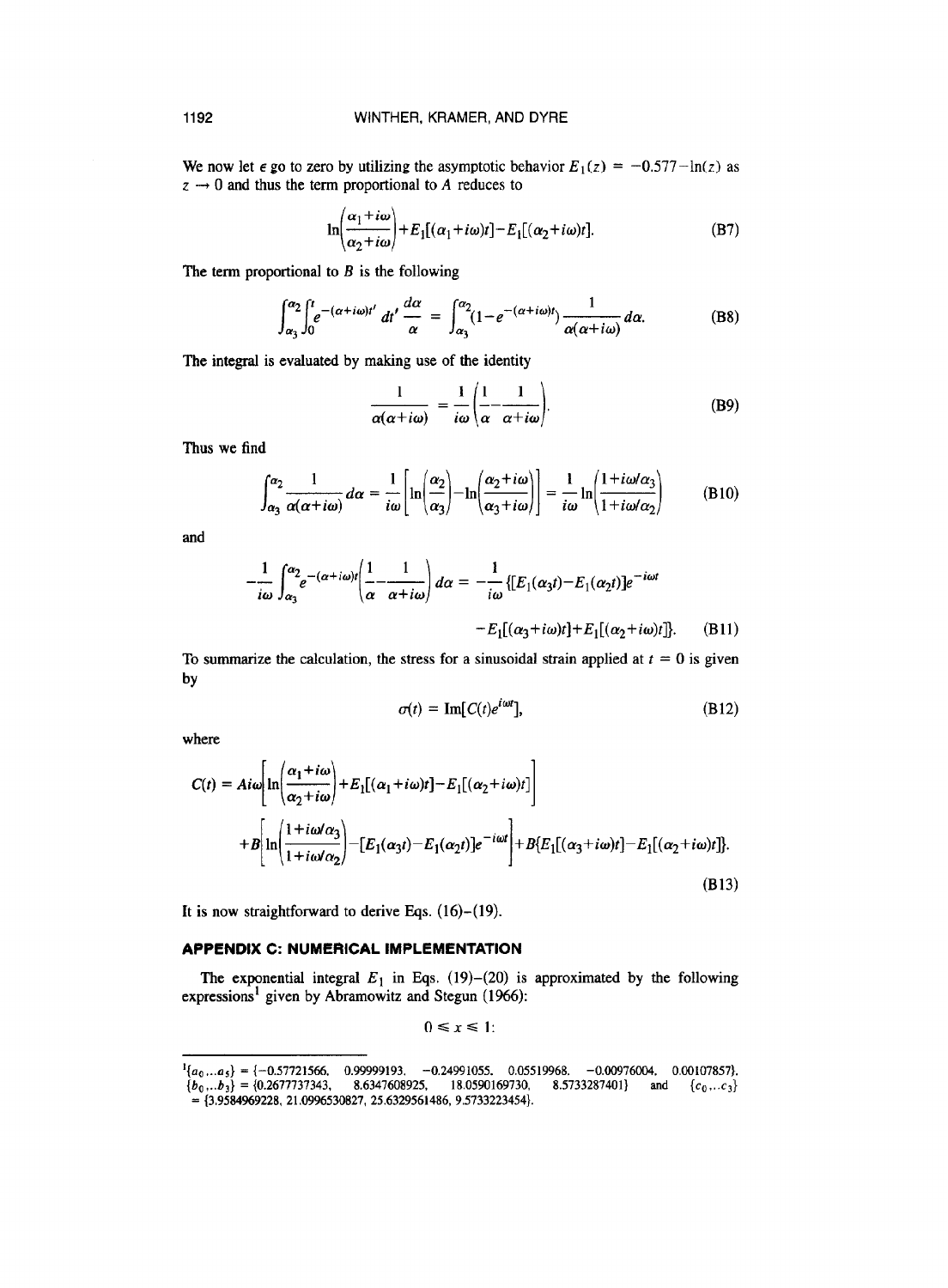We now let $\epsilon$ go to zero by utilizing the asymptotic behavior $E_1(z) = -0.577 - \ln(z)$ as $z \to 0$ and thus the term proportional to $A$ reduces to

$$\ln\left(\frac{\alpha_1 + i\omega}{\alpha_2 + i\omega}\right) + E_1[(\alpha_1 + i\omega)t] - E_1[(\alpha_2 + i\omega)t]. \tag{B7}$$

The term proportional to $B$ is the following

$$\int_{\alpha_3}^{\alpha_2}\int_0^t e^{-(\alpha+i\omega)t'}\,dt'\,\frac{d\alpha}{\alpha} = \int_{\alpha_3}^{\alpha_2}(1 - e^{-(\alpha+i\omega)t})\frac{1}{\alpha(\alpha+i\omega)}\,d\alpha. \tag{B8}$$

The integral is evaluated by making use of the identity

$$\frac{1}{\alpha(\alpha+i\omega)} = \frac{1}{i\omega}\left(\frac{1}{\alpha} - \frac{1}{\alpha+i\omega}\right). \tag{B9}$$

Thus we find

$$\int_{\alpha_3}^{\alpha_2}\frac{1}{\alpha(\alpha+i\omega)}\,d\alpha = \frac{1}{i\omega}\left[\ln\left(\frac{\alpha_2}{\alpha_3}\right) - \ln\left(\frac{\alpha_2+i\omega}{\alpha_3+i\omega}\right)\right] = \frac{1}{i\omega}\ln\left(\frac{1+i\omega/\alpha_3}{1+i\omega/\alpha_2}\right) \tag{B10}$$

and

$$-\frac{1}{i\omega}\int_{\alpha_3}^{\alpha_2} e^{-(\alpha+i\omega)t}\left(\frac{1}{\alpha} - \frac{1}{\alpha+i\omega}\right)d\alpha = -\frac{1}{i\omega}\{[E_1(\alpha_3 t) - E_1(\alpha_2 t)]e^{-i\omega t}$$
$$- E_1[(\alpha_3+i\omega)t] + E_1[(\alpha_2+i\omega)t]\}. \tag{B11}$$

To summarize the calculation, the stress for a sinusoidal strain applied at $t = 0$ is given by

$$\sigma(t) = \mathrm{Im}[C(t)e^{i\omega t}], \tag{B12}$$

where

$$C(t) = Ai\omega\left[\ln\left(\frac{\alpha_1+i\omega}{\alpha_2+i\omega}\right) + E_1[(\alpha_1+i\omega)t] - E_1[(\alpha_2+i\omega)t]\right]$$
$$+ B\left[\ln\left(\frac{1+i\omega/\alpha_3}{1+i\omega/\alpha_2}\right) - [E_1(\alpha_3 t) - E_1(\alpha_2 t)]e^{-i\omega t}\right] + B\{E_1[(\alpha_3+i\omega)t] - E_1[(\alpha_2+i\omega)t]\}. \tag{B13}$$

It is now straightforward to derive Eqs. (16)–(19).

## APPENDIX C: NUMERICAL IMPLEMENTATION

The exponential integral $E_1$ in Eqs. (19)–(20) is approximated by the following expressions[1] given by Abramowitz and Stegun (1966):

$$0 \leqslant x \leqslant 1:$$

---

[1] $\{a_0,..a_5\} = \{-0.57721566,\ 0.99999193,\ -0.24991055,\ 0.05519968,\ -0.00976004,\ 0.00107857\}$, $\{b_0,..b_3\} = \{0.2677737343,\ 8.6347608925,\ 18.0590169730,\ 8.5733287401\}$ and $\{c_0,..c_3\} = \{3.9584969228,\ 21.0996530827,\ 25.6329561486,\ 9.5733223454\}$.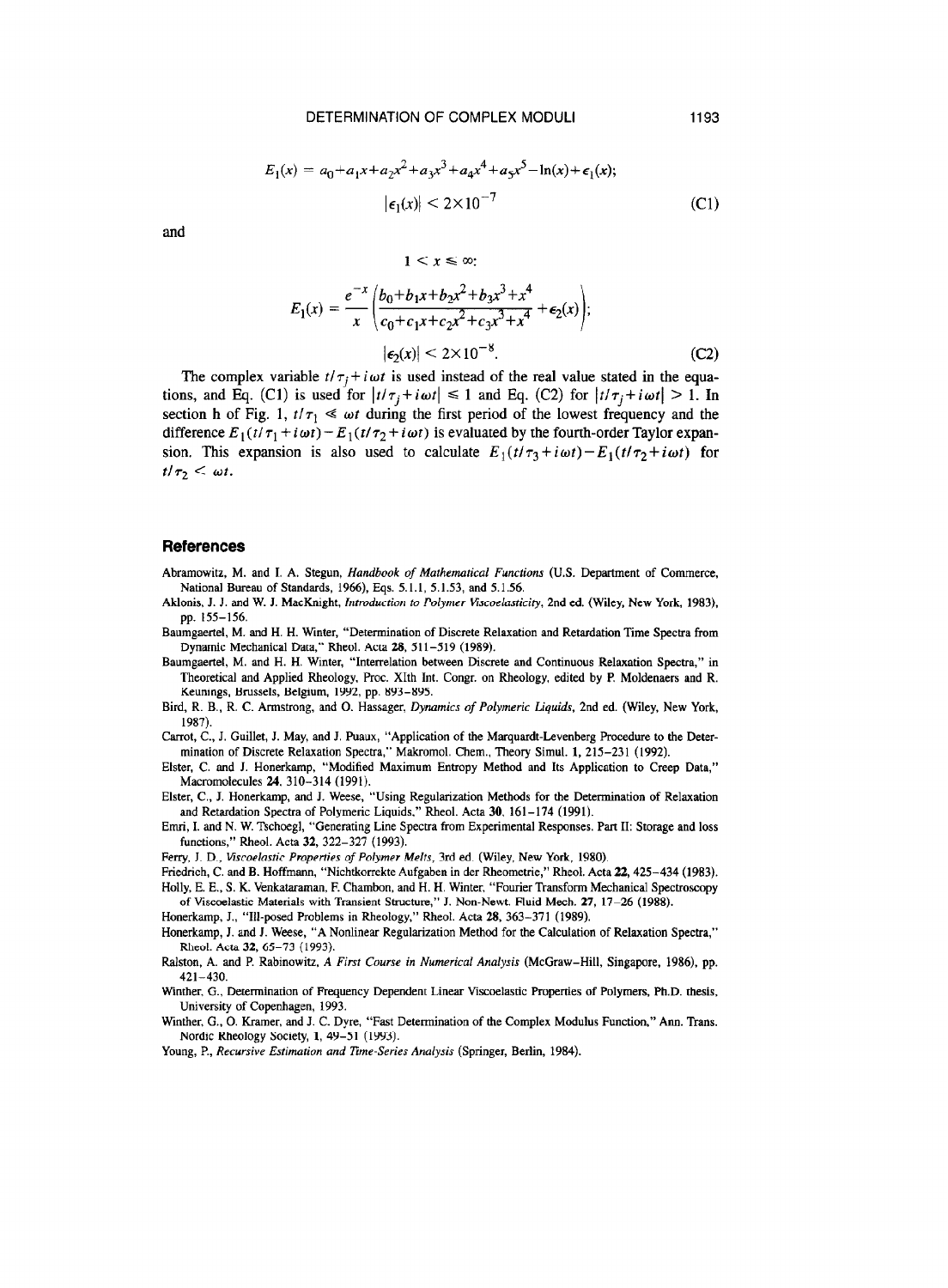$$E_1(x) = a_0+a_1x+a_2x^2+a_3x^3+a_4x^4+a_5x^5-\ln(x)+\epsilon_1(x);$$

$$|\epsilon_1(x)| < 2\times10^{-7} \tag{C1}$$

and

$$1 < x \leqslant \infty:$$

$$E_1(x) = \frac{e^{-x}}{x}\left(\frac{b_0+b_1x+b_2x^2+b_3x^3+x^4}{c_0+c_1x+c_2x^2+c_3x^3+x^4}+\epsilon_2(x)\right);$$

$$|\epsilon_2(x)| < 2\times10^{-8}. \tag{C2}$$

The complex variable $t/\tau_j+i\omega t$ is used instead of the real value stated in the equations, and Eq. (C1) is used for $|t/\tau_j+i\omega t| \leqslant 1$ and Eq. (C2) for $|t/\tau_j+i\omega t| > 1$. In section h of Fig. 1, $t/\tau_1 \ll \omega t$ during the first period of the lowest frequency and the difference $E_1(t/\tau_1+i\omega t)-E_1(t/\tau_2+i\omega t)$ is evaluated by the fourth-order Taylor expansion. This expansion is also used to calculate $E_1(t/\tau_3+i\omega t)-E_1(t/\tau_2+i\omega t)$ for $t/\tau_2 < \omega t$.

## References

Abramowitz, M. and I. A. Stegun, *Handbook of Mathematical Functions* (U.S. Department of Commerce, National Bureau of Standards, 1966), Eqs. 5.1.1, 5.1.53, and 5.1.56.

Aklonis, J. J. and W. J. MacKnight, *Introduction to Polymer Viscoelasticity*, 2nd ed. (Wiley, New York, 1983), pp. 155–156.

Baumgaertel, M. and H. H. Winter, "Determination of Discrete Relaxation and Retardation Time Spectra from Dynamic Mechanical Data," Rheol. Acta **28**, 511–519 (1989).

Baumgaertel, M. and H. H. Winter, "Interrelation between Discrete and Continuous Relaxation Spectra," in Theoretical and Applied Rheology, Proc. XIth Int. Congr. on Rheology, edited by P. Moldenaers and R. Keunings, Brussels, Belgium, 1992, pp. 893–895.

Bird, R. B., R. C. Armstrong, and O. Hassager, *Dynamics of Polymeric Liquids*, 2nd ed. (Wiley, New York, 1987).

Carrot, C., J. Guillet, J. May, and J. Puaux, "Application of the Marquardt-Levenberg Procedure to the Determination of Discrete Relaxation Spectra," Makromol. Chem., Theory Simul. **1**, 215–231 (1992).

Elster, C. and J. Honerkamp, "Modified Maximum Entropy Method and Its Application to Creep Data," Macromolecules **24**, 310–314 (1991).

Elster, C., J. Honerkamp, and J. Weese, "Using Regularization Methods for the Determination of Relaxation and Retardation Spectra of Polymeric Liquids," Rheol. Acta **30**, 161–174 (1991).

Emri, I. and N. W. Tschoegl, "Generating Line Spectra from Experimental Responses. Part II: Storage and loss functions," Rheol. Acta **32**, 322–327 (1993).

Ferry, J. D., *Viscoelastic Properties of Polymer Melts*, 3rd ed. (Wiley, New York, 1980).

Friedrich, C. and B. Hoffmann, "Nichtkorrekte Aufgaben in der Rheometrie," Rheol. Acta **22**, 425–434 (1983).

Holly, E. E., S. K. Venkataraman, F. Chambon, and H. H. Winter, "Fourier Transform Mechanical Spectroscopy of Viscoelastic Materials with Transient Structure," J. Non-Newt. Fluid Mech. **27**, 17–26 (1988).

Honerkamp, J., "Ill-posed Problems in Rheology," Rheol. Acta **28**, 363–371 (1989).

Honerkamp, J. and J. Weese, "A Nonlinear Regularization Method for the Calculation of Relaxation Spectra," Rheol. Acta **32**, 65–73 (1993).

Ralston, A. and P. Rabinowitz, *A First Course in Numerical Analysis* (McGraw–Hill, Singapore, 1986), pp. 421–430.

Winther, G., Determination of Frequency Dependent Linear Viscoelastic Properties of Polymers, Ph.D. thesis, University of Copenhagen, 1993.

Winther, G., O. Kramer, and J. C. Dyre, "Fast Determination of the Complex Modulus Function," Ann. Trans. Nordic Rheology Society, **1**, 49–51 (1993).

Young, P., *Recursive Estimation and Time-Series Analysis* (Springer, Berlin, 1984).